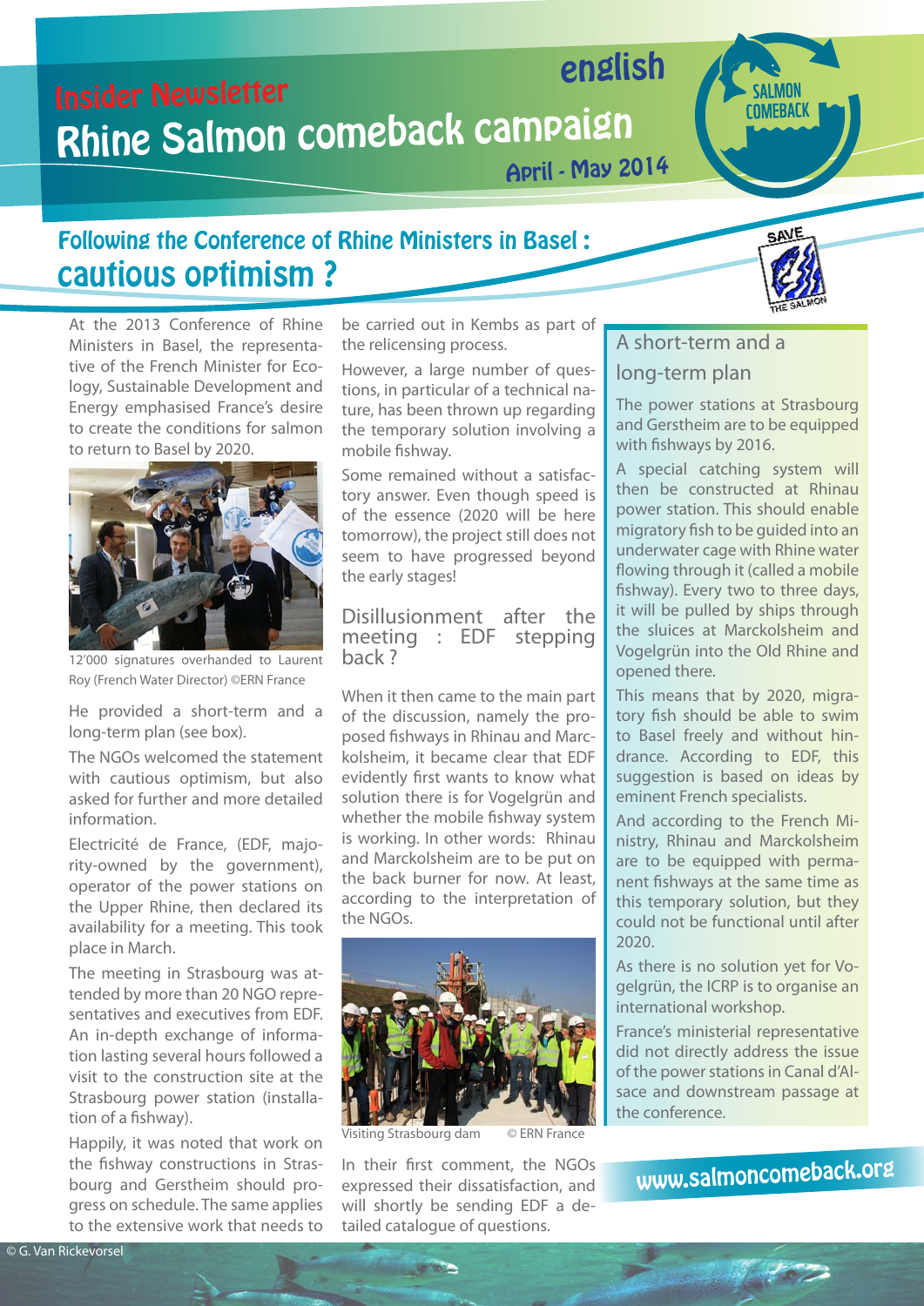Insider Newsletter

english

# Rhine Salmon comeback campaign

April - May 2014

SALMON COMEBACK

## Following the Conference of Rhine Ministers in Basel : cautious optimism ?

SAVE THE SALMON

At the 2013 Conference of Rhine Ministers in Basel, the representative of the French Minister for Ecology, Sustainable Development and Energy emphasised France's desire to create the conditions for salmon to return to Basel by 2020.

12'000 signatures overhanded to Laurent Roy (French Water Director) ©ERN France

He provided a short-term and a long-term plan (see box).

The NGOs welcomed the statement with cautious optimism, but also asked for further and more detailed information.

Electricité de France, (EDF, majority-owned by the government), operator of the power stations on the Upper Rhine, then declared its availability for a meeting. This took place in March.

The meeting in Strasbourg was attended by more than 20 NGO representatives and executives from EDF. An in-depth exchange of information lasting several hours followed a visit to the construction site at the Strasbourg power station (installation of a fishway).

Happily, it was noted that work on the fishway constructions in Strasbourg and Gerstheim should progress on schedule. The same applies to the extensive work that needs to be carried out in Kembs as part of the relicensing process.

However, a large number of questions, in particular of a technical nature, has been thrown up regarding the temporary solution involving a mobile fishway.

Some remained without a satisfactory answer. Even though speed is of the essence (2020 will be here tomorrow), the project still does not seem to have progressed beyond the early stages!

### Disillusionment after the meeting : EDF stepping back ?

When it then came to the main part of the discussion, namely the proposed fishways in Rhinau and Marckolsheim, it became clear that EDF evidently first wants to know what solution there is for Vogelgrün and whether the mobile fishway system is working. In other words: Rhinau and Marckolsheim are to be put on the back burner for now. At least, according to the interpretation of the NGOs.

Visiting Strasbourg dam © ERN France

In their first comment, the NGOs expressed their dissatisfaction, and will shortly be sending EDF a detailed catalogue of questions.

### A short-term and a long-term plan

The power stations at Strasbourg and Gerstheim are to be equipped with fishways by 2016.

A special catching system will then be constructed at Rhinau power station. This should enable migratory fish to be guided into an underwater cage with Rhine water flowing through it (called a mobile fishway). Every two to three days, it will be pulled by ships through the sluices at Marckolsheim and Vogelgrün into the Old Rhine and opened there.

This means that by 2020, migratory fish should be able to swim to Basel freely and without hindrance. According to EDF, this suggestion is based on ideas by eminent French specialists.

And according to the French Ministry, Rhinau and Marckolsheim are to be equipped with permanent fishways at the same time as this temporary solution, but they could not be functional until after 2020.

As there is no solution yet for Vogelgrün, the ICRP is to organise an international workshop.

France's ministerial representative did not directly address the issue of the power stations in Canal d'Alsace and downstream passage at the conference.

www.salmoncomeback.org

© G. Van Rickevorsel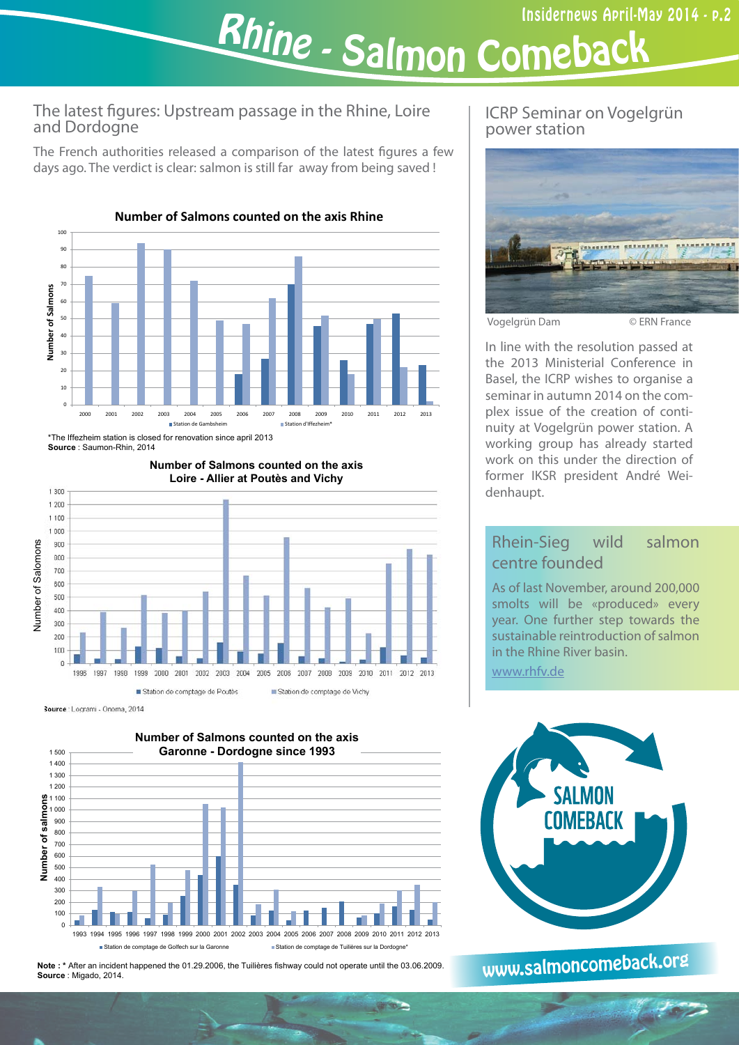# Rhine - Salmon Comeback

## The latest figures: Upstream passage in the Rhine, Loire and Dordogne

The French authorities released a comparison of the latest figures a few days ago. The verdict is clear: salmon is still far away from being saved !

**Number of Salmons counted on the axis Rhine**

*The Iffezheim station is closed for renovation since april 2013
**Source** : Saumon-Rhin, 2014

**Number of Salmons counted on the axis Loire - Allier at Poutès and Vichy**

**Source** : Logrami - Onema, 2014

**Number of Salmons counted on the axis Garonne - Dordogne since 1993**

**Note :** * After an incident happened the 01.29.2006, the Tuilières fishway could not operate until the 03.06.2009.
**Source** : Migado, 2014.

## ICRP Seminar on Vogelgrün power station

Vogelgrün Dam © ERN France

In line with the resolution passed at the 2013 Ministerial Conference in Basel, the ICRP wishes to organise a seminar in autumn 2014 on the complex issue of the creation of continuity at Vogelgrün power station. A working group has already started work on this under the direction of former IKSR president André Weidenhaupt.

## Rhein-Sieg wild salmon centre founded

As of last November, around 200,000 smolts will be «produced» every year. One further step towards the sustainable reintroduction of salmon in the Rhine River basin.

www.rhfv.de

www.salmoncomeback.org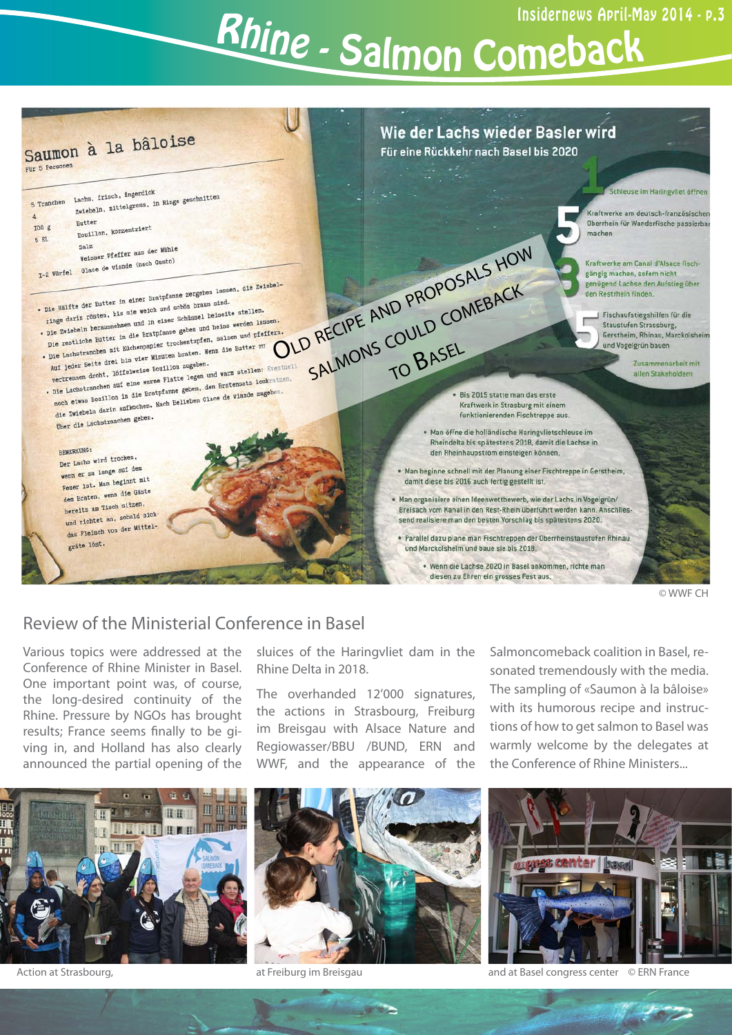# Rhine - Salmon Comeback

## Saumon à la bâloise

Für 5 Personen

5 Tranchen Lachs, frisch, ingerdick
4 Zwiebeln, mittelgross, in Ringe geschnitten
100 g Butter
5 EL Bouillon, konzentriert
Salz
Weisser Pfeffer aus der Mühle
1-2 Würfel Glace de viande (nach Gusto)

- Die Hälfte der Butter in einer Bratpfanne zergehen lassen, die Zwiebelringe darin rösten, bis sie weich und schön braun sind.
- Die Zwiebeln herausnehmen und in einer Schüssel beiseite stellen. Die restliche Butter in die Bratpfanne geben und heiss werden lassen.
- Die Lachstranchen mit Küchenpapier trockentupfen, salzen und pfeffern. Auf jeder Seite drei bis vier Minuten braten. Wenn die Butter zu verbrennen droht, löffelweise Bouillon zugeben.
- Die Lachstranchen auf eine warme Platte legen und warm stellen. Eventuell noch etwas Bouillon in die Bratpfanne geben, den Bratensatz loskratzen, die Zwiebeln darin aufkochen. Nach Belieben Glace de viande zugeben. Über die Lachstranchen geben.

BEMERKUNG:
Der Lachs wird trocken, wenn er zu lange auf dem Feuer ist. Man beginnt mit dem Braten, wenn die Gäste bereits am Tisch sitzen, und richtet an, sobald sich das Fleisch von der Mittelgräte löst.

## Wie der Lachs wieder Basler wird

Für eine Rückkehr nach Basel bis 2020

1 Schleuse im Haringvliet öffnen

5 Kraftwerke am deutsch-französischen Oberrhein für Wanderfische passierbar machen

3 Kraftwerke am Canal d'Alsace fischgängig machen, sofern nicht genügend Lachse den Aufstieg über den Restrhein finden.

5 Fischaufstiegshilfen für die Staustufen Strasbourg, Gerstheim, Rhinau, Marckolsheim und Vogelgrün bauen

Zusammenarbeit mit allen Stakeholdern

- Bis 2015 statte man das erste Kraftwerk in Strasburg mit einem funktionierenden Fischtreppe aus.
- Man öffne die holländische Haringvlietschleuse im Rheindelta bis spätestens 2018, damit die Lachse in den Rheinhauptstrom einsteigen können.
- Man beginne schnell mit der Planung einer Fischtreppe in Gerstheim, damit diese bis 2016 auch fertig gestellt ist.
- Man organisiere einen Ideenwettbewerb, wie der Lachs in Vogelgrün/Breisach vom Kanal in den Rest-Rhein überführt werden kann. Anschliessend realisiere man den besten Vorschlag bis spätestens 2020.
- Parallel dazu plane man Fischtreppen der Oberrheinstaustufen Rhinau und Marckolsheim und baue sie bis 2018.
- Wenn die Lachse 2020 in Basel ankommen, richte man diesen zu Ehren ein grosses Fest aus.

OLD RECIPE AND PROPOSALS HOW SALMONS COULD COMEBACK TO BASEL

© WWF CH

## Review of the Ministerial Conference in Basel

Various topics were addressed at the Conference of Rhine Minister in Basel. One important point was, of course, the long-desired continuity of the Rhine. Pressure by NGOs has brought results; France seems finally to be giving in, and Holland has also clearly announced the partial opening of the sluices of the Haringvliet dam in the Rhine Delta in 2018.

The overhanded 12'000 signatures, the actions in Strasbourg, Freiburg im Breisgau with Alsace Nature and Regiowasser/BBU /BUND, ERN and WWF, and the appearance of the Salmoncomeback coalition in Basel, resonated tremendously with the media. The sampling of «Saumon à la bâloise» with its humorous recipe and instructions of how to get salmon to Basel was warmly welcome by the delegates at the Conference of Rhine Ministers...

Action at Strasbourg, at Freiburg im Breisgau and at Basel congress center © ERN France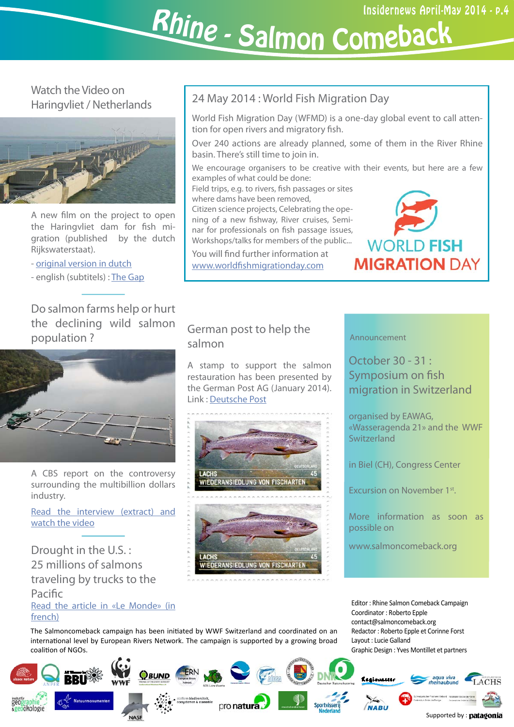# Rhine - Salmon Comeback

## Watch the Video on Haringvliet / Netherlands

A new film on the project to open the Haringvliet dam for fish migration (published by the dutch Rijkswaterstaat).

- original version in dutch
- english (subtitles) : The Gap

## 24 May 2014 : World Fish Migration Day

World Fish Migration Day (WFMD) is a one-day global event to call attention for open rivers and migratory fish.

Over 240 actions are already planned, some of them in the River Rhine basin. There's still time to join in.

We encourage organisers to be creative with their events, but here are a few examples of what could be done:

Field trips, e.g. to rivers, fish passages or sites where dams have been removed,

Citizen science projects, Celebrating the opening of a new fishway, River cruises, Seminar for professionals on fish passage issues, Workshops/talks for members of the public...

You will find further information at www.worldfishmigrationday.com

WORLD FISH MIGRATION DAY

## Do salmon farms help or hurt the declining wild salmon population ?

A CBS report on the controversy surrounding the multibillion dollars industry.

Read the interview (extract) and watch the video

## German post to help the salmon

A stamp to support the salmon restauration has been presented by the German Post AG (January 2014). Link : Deutsche Post

LACHS 45 WIEDERANSIEDLUNG VON FISCHARTEN DEUTSCHLAND

LACHS 45 WIEDERANSIEDLUNG VON FISCHARTEN DEUTSCHLAND

Announcement

## October 30 - 31 : Symposium on fish migration in Switzerland

organised by EAWAG, «Wasseragenda 21» and the WWF Switzerland

in Biel (CH), Congress Center

Excursion on November 1st.

More information as soon as possible on

www.salmoncomeback.org

## Drought in the U.S. : 25 millions of salmons traveling by trucks to the Pacific

Read the article in «Le Monde» (in french)

The Salmoncomeback campaign has been initiated by WWF Switzerland and coordinated on an international level by European Rivers Network. The campaign is supported by a growing broad coalition of NGOs.

Editor : Rhine Salmon Comeback Campaign
Coordinator : Roberto Epple
contact@salmoncomeback.org
Redactor : Roberto Epple et Corinne Forst
Layout : Lucie Galland
Graphic Design : Yves Montillet et partners

Supported by : patagonia